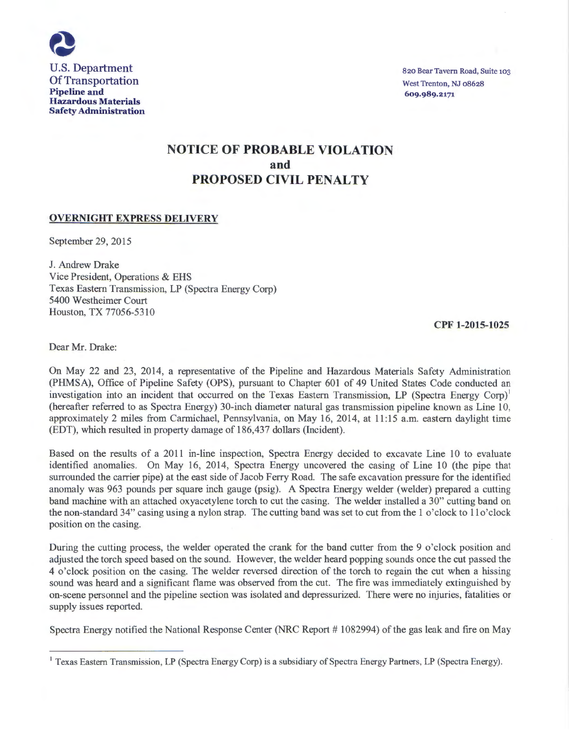U.S. Department
Of Transportation
**Pipeline and Hazardous Materials Safety Administration**

820 Bear Tavern Road, Suite 103
West Trenton, NJ 08628
609.989.2171

# NOTICE OF PROBABLE VIOLATION and PROPOSED CIVIL PENALTY

**OVERNIGHT EXPRESS DELIVERY**

September 29, 2015

J. Andrew Drake
Vice President, Operations & EHS
Texas Eastern Transmission, LP (Spectra Energy Corp)
5400 Westheimer Court
Houston, TX 77056-5310

**CPF 1-2015-1025**

Dear Mr. Drake:

On May 22 and 23, 2014, a representative of the Pipeline and Hazardous Materials Safety Administration (PHMSA), Office of Pipeline Safety (OPS), pursuant to Chapter 601 of 49 United States Code conducted an investigation into an incident that occurred on the Texas Eastern Transmission, LP (Spectra Energy Corp)[1] (hereafter referred to as Spectra Energy) 30-inch diameter natural gas transmission pipeline known as Line 10, approximately 2 miles from Carmichael, Pennsylvania, on May 16, 2014, at 11:15 a.m. eastern daylight time (EDT), which resulted in property damage of 186,437 dollars (Incident).

Based on the results of a 2011 in-line inspection, Spectra Energy decided to excavate Line 10 to evaluate identified anomalies. On May 16, 2014, Spectra Energy uncovered the casing of Line 10 (the pipe that surrounded the carrier pipe) at the east side of Jacob Ferry Road. The safe excavation pressure for the identified anomaly was 963 pounds per square inch gauge (psig). A Spectra Energy welder (welder) prepared a cutting band machine with an attached oxyacetylene torch to cut the casing. The welder installed a 30" cutting band on the non-standard 34" casing using a nylon strap. The cutting band was set to cut from the 1 o'clock to 11o'clock position on the casing.

During the cutting process, the welder operated the crank for the band cutter from the 9 o'clock position and adjusted the torch speed based on the sound. However, the welder heard popping sounds once the cut passed the 4 o'clock position on the casing. The welder reversed direction of the torch to regain the cut when a hissing sound was heard and a significant flame was observed from the cut. The fire was immediately extinguished by on-scene personnel and the pipeline section was isolated and depressurized. There were no injuries, fatalities or supply issues reported.

Spectra Energy notified the National Response Center (NRC Report # 1082994) of the gas leak and fire on May

[1] Texas Eastern Transmission, LP (Spectra Energy Corp) is a subsidiary of Spectra Energy Partners, LP (Spectra Energy).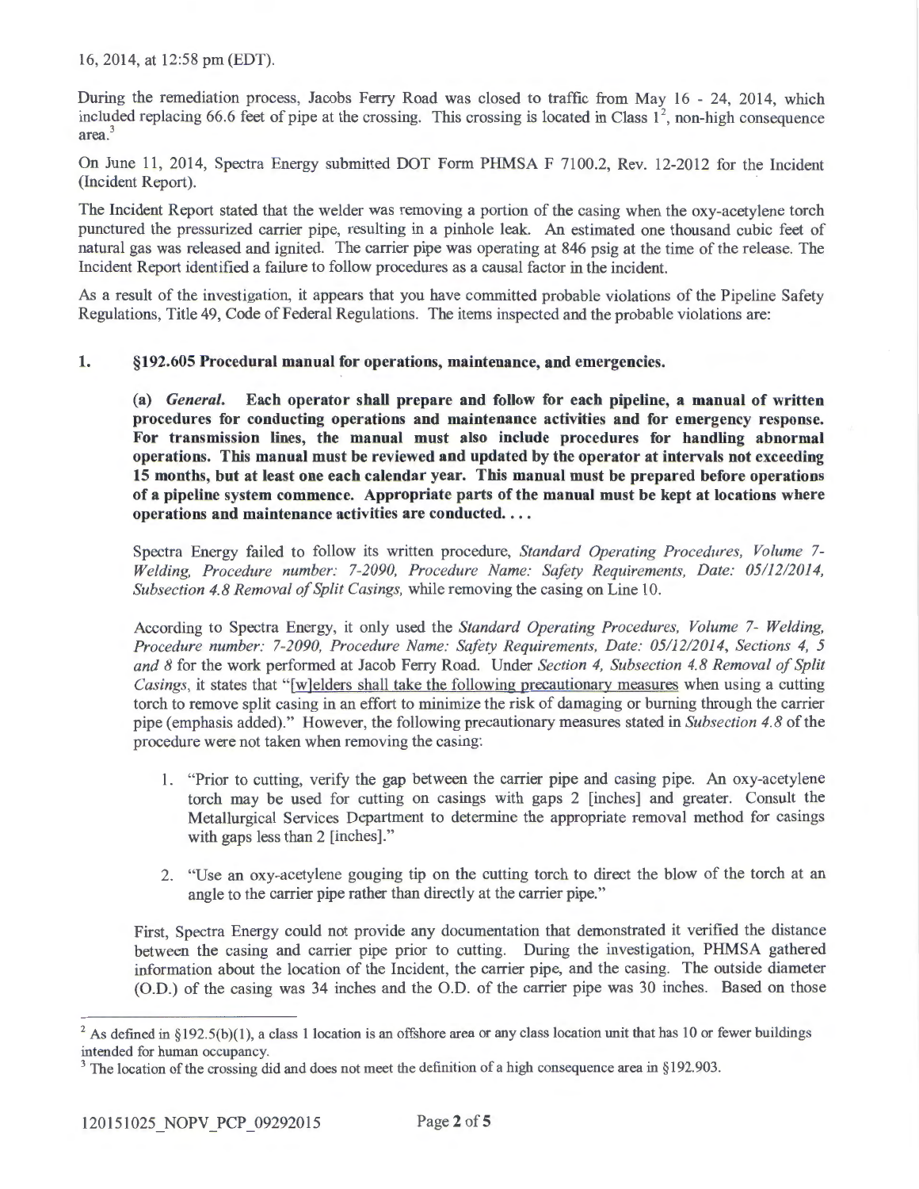16, 2014, at 12:58 pm (EDT).

During the remediation process, Jacobs Ferry Road was closed to traffic from May 16 - 24, 2014, which included replacing 66.6 feet of pipe at the crossing. This crossing is located in Class 1[2], non-high consequence area.[3]

On June 11, 2014, Spectra Energy submitted DOT Form PHMSA F 7100.2, Rev. 12-2012 for the Incident (Incident Report).

The Incident Report stated that the welder was removing a portion of the casing when the oxy-acetylene torch punctured the pressurized carrier pipe, resulting in a pinhole leak. An estimated one thousand cubic feet of natural gas was released and ignited. The carrier pipe was operating at 846 psig at the time of the release. The Incident Report identified a failure to follow procedures as a causal factor in the incident.

As a result of the investigation, it appears that you have committed probable violations of the Pipeline Safety Regulations, Title 49, Code of Federal Regulations. The items inspected and the probable violations are:

**1. §192.605 Procedural manual for operations, maintenance, and emergencies.**

**(a)** ***General.*** **Each operator shall prepare and follow for each pipeline, a manual of written procedures for conducting operations and maintenance activities and for emergency response. For transmission lines, the manual must also include procedures for handling abnormal operations. This manual must be reviewed and updated by the operator at intervals not exceeding 15 months, but at least one each calendar year. This manual must be prepared before operations of a pipeline system commence. Appropriate parts of the manual must be kept at locations where operations and maintenance activities are conducted. . . .**

Spectra Energy failed to follow its written procedure, *Standard Operating Procedures, Volume 7- Welding, Procedure number: 7-2090, Procedure Name: Safety Requirements, Date: 05/12/2014, Subsection 4.8 Removal of Split Casings,* while removing the casing on Line 10.

According to Spectra Energy, it only used the *Standard Operating Procedures, Volume 7- Welding, Procedure number: 7-2090, Procedure Name: Safety Requirements, Date: 05/12/2014, Sections 4, 5 and 8* for the work performed at Jacob Ferry Road. Under *Section 4, Subsection 4.8 Removal of Split Casings,* it states that "[w]elders shall take the following precautionary measures when using a cutting torch to remove split casing in an effort to minimize the risk of damaging or burning through the carrier pipe (emphasis added)." However, the following precautionary measures stated in *Subsection 4.8* of the procedure were not taken when removing the casing:

1. "Prior to cutting, verify the gap between the carrier pipe and casing pipe. An oxy-acetylene torch may be used for cutting on casings with gaps 2 [inches] and greater. Consult the Metallurgical Services Department to determine the appropriate removal method for casings with gaps less than 2 [inches]."

2. "Use an oxy-acetylene gouging tip on the cutting torch to direct the blow of the torch at an angle to the carrier pipe rather than directly at the carrier pipe."

First, Spectra Energy could not provide any documentation that demonstrated it verified the distance between the casing and carrier pipe prior to cutting. During the investigation, PHMSA gathered information about the location of the Incident, the carrier pipe, and the casing. The outside diameter (O.D.) of the casing was 34 inches and the O.D. of the carrier pipe was 30 inches. Based on those

[2] As defined in §192.5(b)(1), a class 1 location is an offshore area or any class location unit that has 10 or fewer buildings intended for human occupancy.

[3] The location of the crossing did and does not meet the definition of a high consequence area in §192.903.

120151025_NOPV_PCP_09292015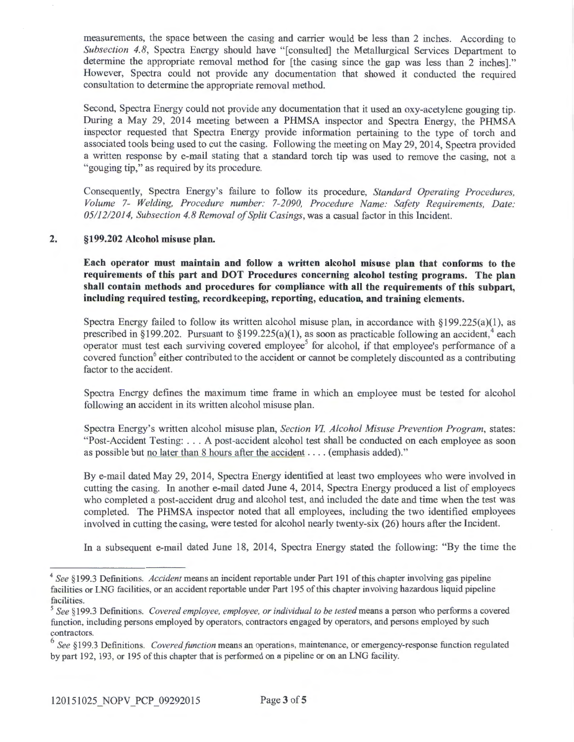measurements, the space between the casing and carrier would be less than 2 inches. According to *Subsection 4.8*, Spectra Energy should have "[consulted] the Metallurgical Services Department to determine the appropriate removal method for [the casing since the gap was less than 2 inches]." However, Spectra could not provide any documentation that showed it conducted the required consultation to determine the appropriate removal method.

Second, Spectra Energy could not provide any documentation that it used an oxy-acetylene gouging tip. During a May 29, 2014 meeting between a PHMSA inspector and Spectra Energy, the PHMSA inspector requested that Spectra Energy provide information pertaining to the type of torch and associated tools being used to cut the casing. Following the meeting on May 29, 2014, Spectra provided a written response by e-mail stating that a standard torch tip was used to remove the casing, not a "gouging tip," as required by its procedure.

Consequently, Spectra Energy's failure to follow its procedure, *Standard Operating Procedures, Volume 7- Welding, Procedure number: 7-2090, Procedure Name: Safety Requirements, Date: 05/12/2014, Subsection 4.8 Removal of Split Casings*, was a casual factor in this Incident.

## 2. §199.202 Alcohol misuse plan.

**Each operator must maintain and follow a written alcohol misuse plan that conforms to the requirements of this part and DOT Procedures concerning alcohol testing programs. The plan shall contain methods and procedures for compliance with all the requirements of this subpart, including required testing, recordkeeping, reporting, education, and training elements.**

Spectra Energy failed to follow its written alcohol misuse plan, in accordance with §199.225(a)(1), as prescribed in §199.202. Pursuant to §199.225(a)(1), as soon as practicable following an accident,[4] each operator must test each surviving covered employee[5] for alcohol, if that employee's performance of a covered function[6] either contributed to the accident or cannot be completely discounted as a contributing factor to the accident.

Spectra Energy defines the maximum time frame in which an employee must be tested for alcohol following an accident in its written alcohol misuse plan.

Spectra Energy's written alcohol misuse plan, *Section VI. Alcohol Misuse Prevention Program*, states: "Post-Accident Testing: . . . A post-accident alcohol test shall be conducted on each employee as soon as possible but <u>no later than 8 hours after the accident</u> . . . . (emphasis added)."

By e-mail dated May 29, 2014, Spectra Energy identified at least two employees who were involved in cutting the casing. In another e-mail dated June 4, 2014, Spectra Energy produced a list of employees who completed a post-accident drug and alcohol test, and included the date and time when the test was completed. The PHMSA inspector noted that all employees, including the two identified employees involved in cutting the casing, were tested for alcohol nearly twenty-six (26) hours after the Incident.

In a subsequent e-mail dated June 18, 2014, Spectra Energy stated the following: "By the time the

---

[4] *See* §199.3 Definitions. *Accident* means an incident reportable under Part 191 of this chapter involving gas pipeline facilities or LNG facilities, or an accident reportable under Part 195 of this chapter involving hazardous liquid pipeline facilities.

[5] *See* §199.3 Definitions. *Covered employee, employee, or individual to be tested* means a person who performs a covered function, including persons employed by operators, contractors engaged by operators, and persons employed by such contractors.

[6] *See* §199.3 Definitions. *Covered function* means an operations, maintenance, or emergency-response function regulated by part 192, 193, or 195 of this chapter that is performed on a pipeline or on an LNG facility.

120151025_NOPV_PCP_09292015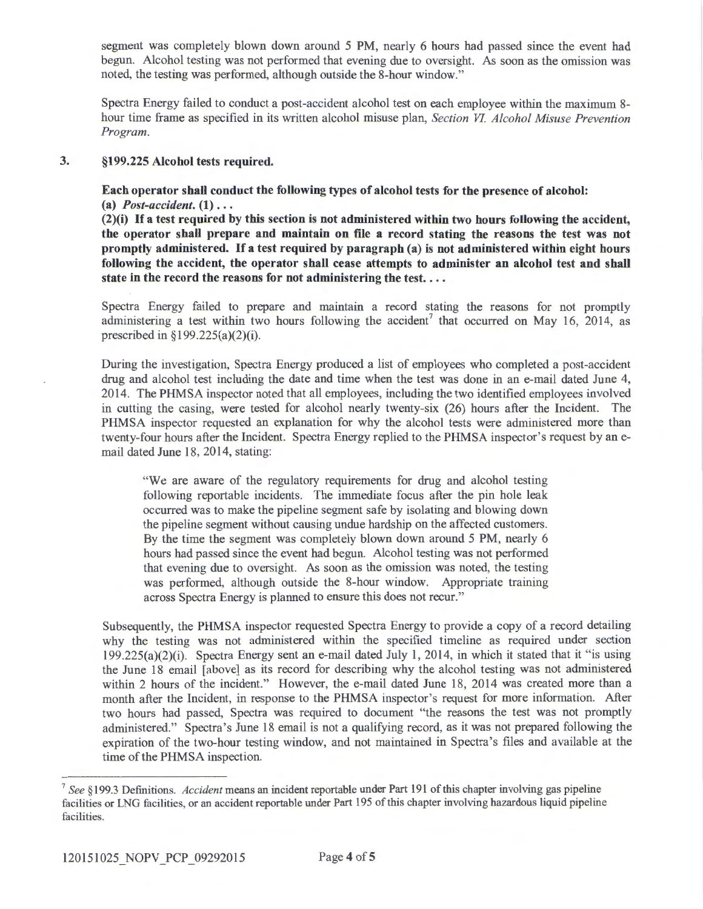segment was completely blown down around 5 PM, nearly 6 hours had passed since the event had begun. Alcohol testing was not performed that evening due to oversight. As soon as the omission was noted, the testing was performed, although outside the 8-hour window."

Spectra Energy failed to conduct a post-accident alcohol test on each employee within the maximum 8-hour time frame as specified in its written alcohol misuse plan, *Section VI. Alcohol Misuse Prevention Program*.

**3. §199.225 Alcohol tests required.**

**Each operator shall conduct the following types of alcohol tests for the presence of alcohol:**
**(a) *Post-accident.* (1) . . .**
**(2)(i) If a test required by this section is not administered within two hours following the accident, the operator shall prepare and maintain on file a record stating the reasons the test was not promptly administered. If a test required by paragraph (a) is not administered within eight hours following the accident, the operator shall cease attempts to administer an alcohol test and shall state in the record the reasons for not administering the test. . . .**

Spectra Energy failed to prepare and maintain a record stating the reasons for not promptly administering a test within two hours following the accident[7] that occurred on May 16, 2014, as prescribed in §199.225(a)(2)(i).

During the investigation, Spectra Energy produced a list of employees who completed a post-accident drug and alcohol test including the date and time when the test was done in an e-mail dated June 4, 2014. The PHMSA inspector noted that all employees, including the two identified employees involved in cutting the casing, were tested for alcohol nearly twenty-six (26) hours after the Incident. The PHMSA inspector requested an explanation for why the alcohol tests were administered more than twenty-four hours after the Incident. Spectra Energy replied to the PHMSA inspector's request by an e-mail dated June 18, 2014, stating:

> "We are aware of the regulatory requirements for drug and alcohol testing following reportable incidents. The immediate focus after the pin hole leak occurred was to make the pipeline segment safe by isolating and blowing down the pipeline segment without causing undue hardship on the affected customers. By the time the segment was completely blown down around 5 PM, nearly 6 hours had passed since the event had begun. Alcohol testing was not performed that evening due to oversight. As soon as the omission was noted, the testing was performed, although outside the 8-hour window. Appropriate training across Spectra Energy is planned to ensure this does not recur."

Subsequently, the PHMSA inspector requested Spectra Energy to provide a copy of a record detailing why the testing was not administered within the specified timeline as required under section 199.225(a)(2)(i). Spectra Energy sent an e-mail dated July 1, 2014, in which it stated that it "is using the June 18 email [above] as its record for describing why the alcohol testing was not administered within 2 hours of the incident." However, the e-mail dated June 18, 2014 was created more than a month after the Incident, in response to the PHMSA inspector's request for more information. After two hours had passed, Spectra was required to document "the reasons the test was not promptly administered." Spectra's June 18 email is not a qualifying record, as it was not prepared following the expiration of the two-hour testing window, and not maintained in Spectra's files and available at the time of the PHMSA inspection.

---

[7] *See* §199.3 Definitions. *Accident* means an incident reportable under Part 191 of this chapter involving gas pipeline facilities or LNG facilities, or an accident reportable under Part 195 of this chapter involving hazardous liquid pipeline facilities.

120151025_NOPV_PCP_09292015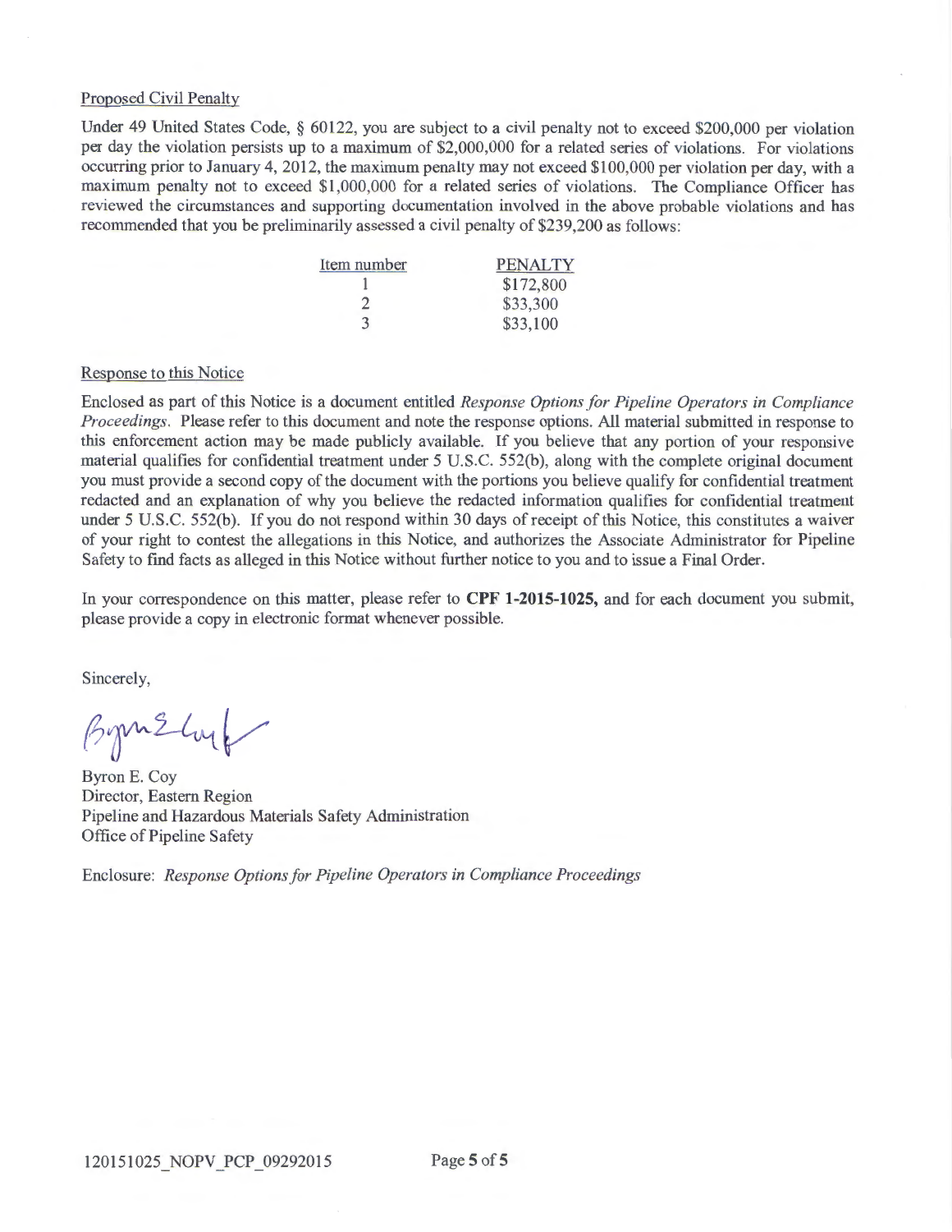Proposed Civil Penalty

Under 49 United States Code, § 60122, you are subject to a civil penalty not to exceed $200,000 per violation per day the violation persists up to a maximum of $2,000,000 for a related series of violations. For violations occurring prior to January 4, 2012, the maximum penalty may not exceed $100,000 per violation per day, with a maximum penalty not to exceed $1,000,000 for a related series of violations. The Compliance Officer has reviewed the circumstances and supporting documentation involved in the above probable violations and has recommended that you be preliminarily assessed a civil penalty of $239,200 as follows:

| Item number | PENALTY |
|---|---|
| 1 | $172,800 |
| 2 | $33,300 |
| 3 | $33,100 |

Response to this Notice

Enclosed as part of this Notice is a document entitled *Response Options for Pipeline Operators in Compliance Proceedings*. Please refer to this document and note the response options. All material submitted in response to this enforcement action may be made publicly available. If you believe that any portion of your responsive material qualifies for confidential treatment under 5 U.S.C. 552(b), along with the complete original document you must provide a second copy of the document with the portions you believe qualify for confidential treatment redacted and an explanation of why you believe the redacted information qualifies for confidential treatment under 5 U.S.C. 552(b). If you do not respond within 30 days of receipt of this Notice, this constitutes a waiver of your right to contest the allegations in this Notice, and authorizes the Associate Administrator for Pipeline Safety to find facts as alleged in this Notice without further notice to you and to issue a Final Order.

In your correspondence on this matter, please refer to **CPF 1-2015-1025,** and for each document you submit, please provide a copy in electronic format whenever possible.

Sincerely,

Byron E. Coy
Director, Eastern Region
Pipeline and Hazardous Materials Safety Administration
Office of Pipeline Safety

Enclosure: *Response Options for Pipeline Operators in Compliance Proceedings*

120151025_NOPV_PCP_09292015